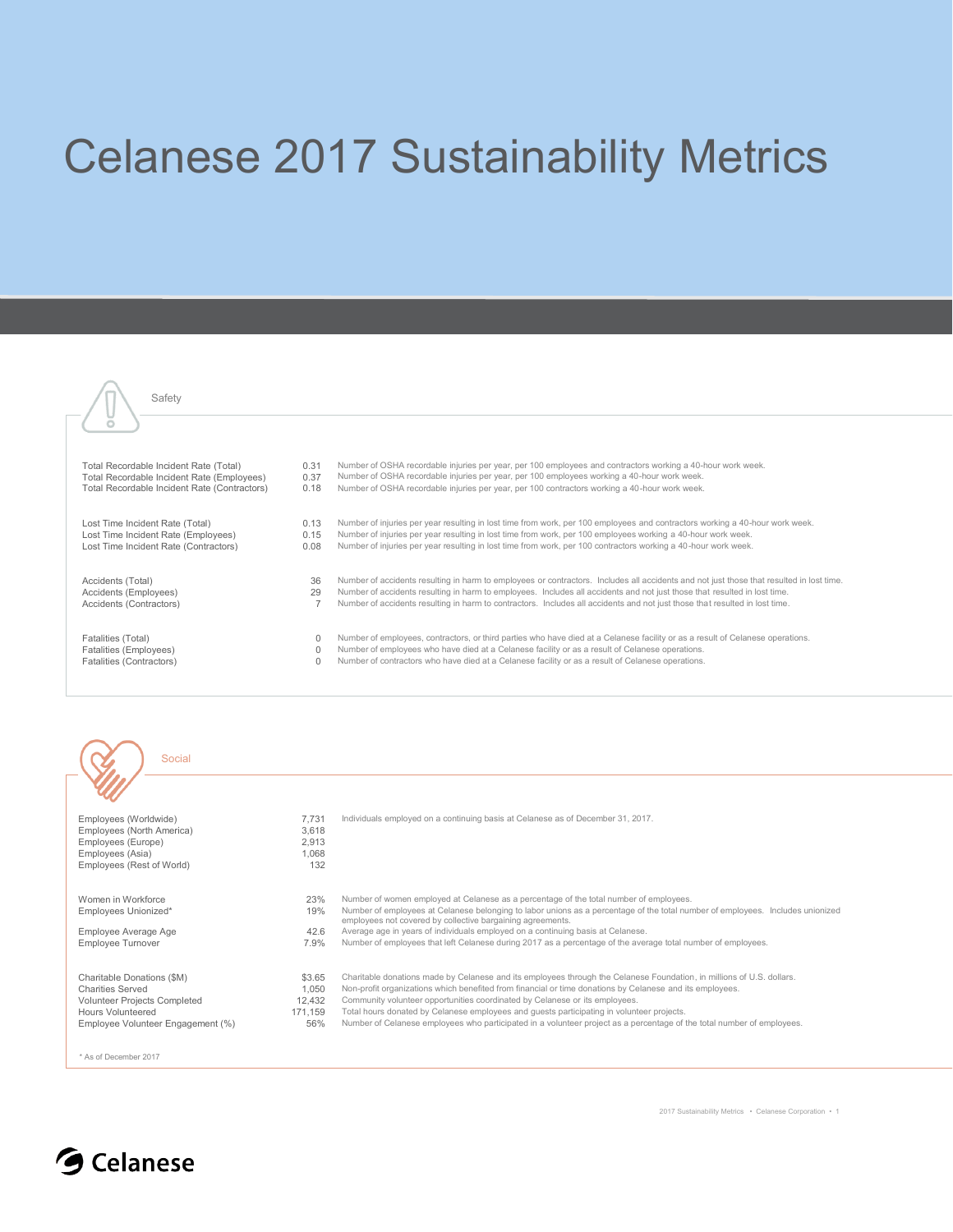# Celanese 2017 Sustainability Metrics

## Safety

| Metric | Value | Description |
|---|---|---|
| Total Recordable Incident Rate (Total) | 0.31 | Number of OSHA recordable injuries per year, per 100 employees and contractors working a 40-hour work week. |
| Total Recordable Incident Rate (Employees) | 0.37 | Number of OSHA recordable injuries per year, per 100 employees working a 40-hour work week. |
| Total Recordable Incident Rate (Contractors) | 0.18 | Number of OSHA recordable injuries per year, per 100 contractors working a 40-hour work week. |
| Lost Time Incident Rate (Total) | 0.13 | Number of injuries per year resulting in lost time from work, per 100 employees and contractors working a 40-hour work week. |
| Lost Time Incident Rate (Employees) | 0.15 | Number of injuries per year resulting in lost time from work, per 100 employees working a 40-hour work week. |
| Lost Time Incident Rate (Contractors) | 0.08 | Number of injuries per year resulting in lost time from work, per 100 contractors working a 40-hour work week. |
| Accidents (Total) | 36 | Number of accidents resulting in harm to employees or contractors. Includes all accidents and not just those that resulted in lost time. |
| Accidents (Employees) | 29 | Number of accidents resulting in harm to employees. Includes all accidents and not just those that resulted in lost time. |
| Accidents (Contractors) | 7 | Number of accidents resulting in harm to contractors. Includes all accidents and not just those that resulted in lost time. |
| Fatalities (Total) | 0 | Number of employees, contractors, or third parties who have died at a Celanese facility or as a result of Celanese operations. |
| Fatalities (Employees) | 0 | Number of employees who have died at a Celanese facility or as a result of Celanese operations. |
| Fatalities (Contractors) | 0 | Number of contractors who have died at a Celanese facility or as a result of Celanese operations. |

## Social

| Metric | Value | Description |
|---|---|---|
| Employees (Worldwide) | 7,731 | Individuals employed on a continuing basis at Celanese as of December 31, 2017. |
| Employees (North America) | 3,618 | |
| Employees (Europe) | 2,913 | |
| Employees (Asia) | 1,068 | |
| Employees (Rest of World) | 132 | |
| Women in Workforce | 23% | Number of women employed at Celanese as a percentage of the total number of employees. |
| Employees Unionized* | 19% | Number of employees at Celanese belonging to labor unions as a percentage of the total number of employees. Includes unionized employees not covered by collective bargaining agreements. |
| Employee Average Age | 42.6 | Average age in years of individuals employed on a continuing basis at Celanese. |
| Employee Turnover | 7.9% | Number of employees that left Celanese during 2017 as a percentage of the average total number of employees. |
| Charitable Donations ($M) | $3.65 | Charitable donations made by Celanese and its employees through the Celanese Foundation, in millions of U.S. dollars. |
| Charities Served | 1,050 | Non-profit organizations which benefited from financial or time donations by Celanese and its employees. |
| Volunteer Projects Completed | 12,432 | Community volunteer opportunities coordinated by Celanese or its employees. |
| Hours Volunteered | 171,159 | Total hours donated by Celanese employees and guests participating in volunteer projects. |
| Employee Volunteer Engagement (%) | 56% | Number of Celanese employees who participated in a volunteer project as a percentage of the total number of employees. |

* As of December 2017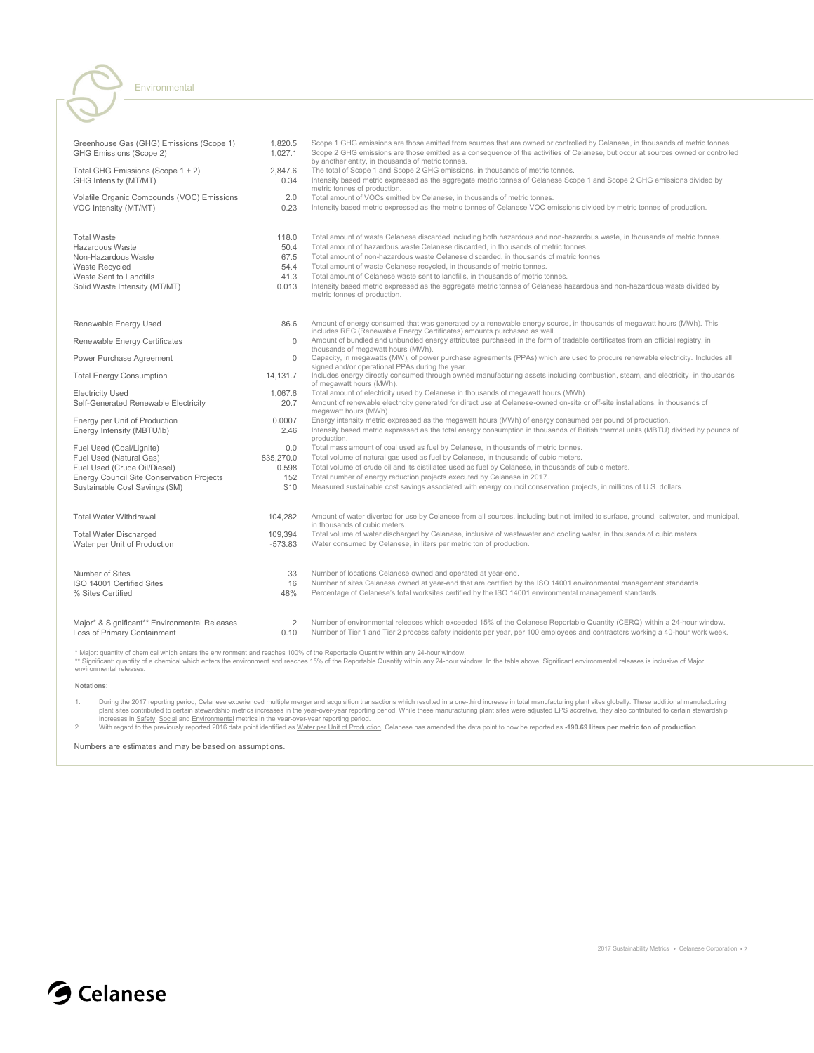## Environmental

| | | |
|---|---|---|
| Greenhouse Gas (GHG) Emissions (Scope 1) | 1,820.5 | Scope 1 GHG emissions are those emitted from sources that are owned or controlled by Celanese, in thousands of metric tonnes. |
| GHG Emissions (Scope 2) | 1,027.1 | Scope 2 GHG emissions are those emitted as a consequence of the activities of Celanese, but occur at sources owned or controlled by another entity, in thousands of metric tonnes. |
| Total GHG Emissions (Scope 1 + 2) | 2,847.6 | The total of Scope 1 and Scope 2 GHG emissions, in thousands of metric tonnes. |
| GHG Intensity (MT/MT) | 0.34 | Intensity based metric expressed as the aggregate metric tonnes of Celanese Scope 1 and Scope 2 GHG emissions divided by metric tonnes of production. |
| Volatile Organic Compounds (VOC) Emissions | 2.0 | Total amount of VOCs emitted by Celanese, in thousands of metric tonnes. |
| VOC Intensity (MT/MT) | 0.23 | Intensity based metric expressed as the metric tonnes of Celanese VOC emissions divided by metric tonnes of production. |
| Total Waste | 118.0 | Total amount of waste Celanese discarded including both hazardous and non-hazardous waste, in thousands of metric tonnes. |
| Hazardous Waste | 50.4 | Total amount of hazardous waste Celanese discarded, in thousands of metric tonnes. |
| Non-Hazardous Waste | 67.5 | Total amount of non-hazardous waste Celanese discarded, in thousands of metric tonnes |
| Waste Recycled | 54.4 | Total amount of waste Celanese recycled, in thousands of metric tonnes. |
| Waste Sent to Landfills | 41.3 | Total amount of Celanese waste sent to landfills, in thousands of metric tonnes. |
| Solid Waste Intensity (MT/MT) | 0.013 | Intensity based metric expressed as the aggregate metric tonnes of Celanese hazardous and non-hazardous waste divided by metric tonnes of production. |
| Renewable Energy Used | 86.6 | Amount of energy consumed that was generated by a renewable energy source, in thousands of megawatt hours (MWh). This includes REC (Renewable Energy Certificates) amounts purchased as well. |
| Renewable Energy Certificates | 0 | Amount of bundled and unbundled energy attributes purchased in the form of tradable certificates from an official registry, in thousands of megawatt hours (MWh). |
| Power Purchase Agreement | 0 | Capacity, in megawatts (MW), of power purchase agreements (PPAs) which are used to procure renewable electricity. Includes all signed and/or operational PPAs during the year. |
| Total Energy Consumption | 14,131.7 | Includes energy directly consumed through owned manufacturing assets including combustion, steam, and electricity, in thousands of megawatt hours (MWh). |
| Electricity Used | 1,067.6 | Total amount of electricity used by Celanese in thousands of megawatt hours (MWh). |
| Self-Generated Renewable Electricity | 20.7 | Amount of renewable electricity generated for direct use at Celanese-owned on-site or off-site installations, in thousands of megawatt hours (MWh). |
| Energy per Unit of Production | 0.0007 | Energy intensity metric expressed as the megawatt hours (MWh) of energy consumed per pound of production. |
| Energy Intensity (MBTU/lb) | 2.46 | Intensity based metric expressed as the total energy consumption in thousands of British thermal units (MBTU) divided by pounds of production. |
| Fuel Used (Coal/Lignite) | 0.0 | Total mass amount of coal used as fuel by Celanese, in thousands of metric tonnes. |
| Fuel Used (Natural Gas) | 835,270.0 | Total volume of natural gas used as fuel by Celanese, in thousands of cubic meters. |
| Fuel Used (Crude Oil/Diesel) | 0.598 | Total volume of crude oil and its distillates used as fuel by Celanese, in thousands of cubic meters. |
| Energy Council Site Conservation Projects | 152 | Total number of energy reduction projects executed by Celanese in 2017. |
| Sustainable Cost Savings ($M) | $10 | Measured sustainable cost savings associated with energy council conservation projects, in millions of U.S. dollars. |
| Total Water Withdrawal | 104,282 | Amount of water diverted for use by Celanese from all sources, including but not limited to surface, ground, saltwater, and municipal, in thousands of cubic meters. |
| Total Water Discharged | 109,394 | Total volume of water discharged by Celanese, inclusive of wastewater and cooling water, in thousands of cubic meters. |
| Water per Unit of Production | -573.83 | Water consumed by Celanese, in liters per metric ton of production. |
| Number of Sites | 33 | Number of locations Celanese owned and operated at year-end. |
| ISO 14001 Certified Sites | 16 | Number of sites Celanese owned at year-end that are certified by the ISO 14001 environmental management standards. |
| % Sites Certified | 48% | Percentage of Celanese's total worksites certified by the ISO 14001 environmental management standards. |
| Major* & Significant** Environmental Releases | 2 | Number of environmental releases which exceeded 15% of the Celanese Reportable Quantity (CERQ) within a 24-hour window. |
| Loss of Primary Containment | 0.10 | Number of Tier 1 and Tier 2 process safety incidents per year, per 100 employees and contractors working a 40-hour work week. |

\* Major: quantity of chemical which enters the environment and reaches 100% of the Reportable Quantity within any 24-hour window.
\*\* Significant: quantity of a chemical which enters the environment and reaches 15% of the Reportable Quantity within any 24-hour window. In the table above, Significant environmental releases is inclusive of Major environmental releases.

**Notations**:

1. During the 2017 reporting period, Celanese experienced multiple merger and acquisition transactions which resulted in a one-third increase in total manufacturing plant sites globally. These additional manufacturing plant sites contributed to certain stewardship metrics increases in the year-over-year reporting period. While these manufacturing plant sites were adjusted EPS accretive, they also contributed to certain stewardship increases in Safety, Social and Environmental metrics in the year-over-year reporting period.
2. With regard to the previously reported 2016 data point identified as Water per Unit of Production, Celanese has amended the data point to now be reported as **-190.69 liters per metric ton of production**.

Numbers are estimates and may be based on assumptions.

Celanese